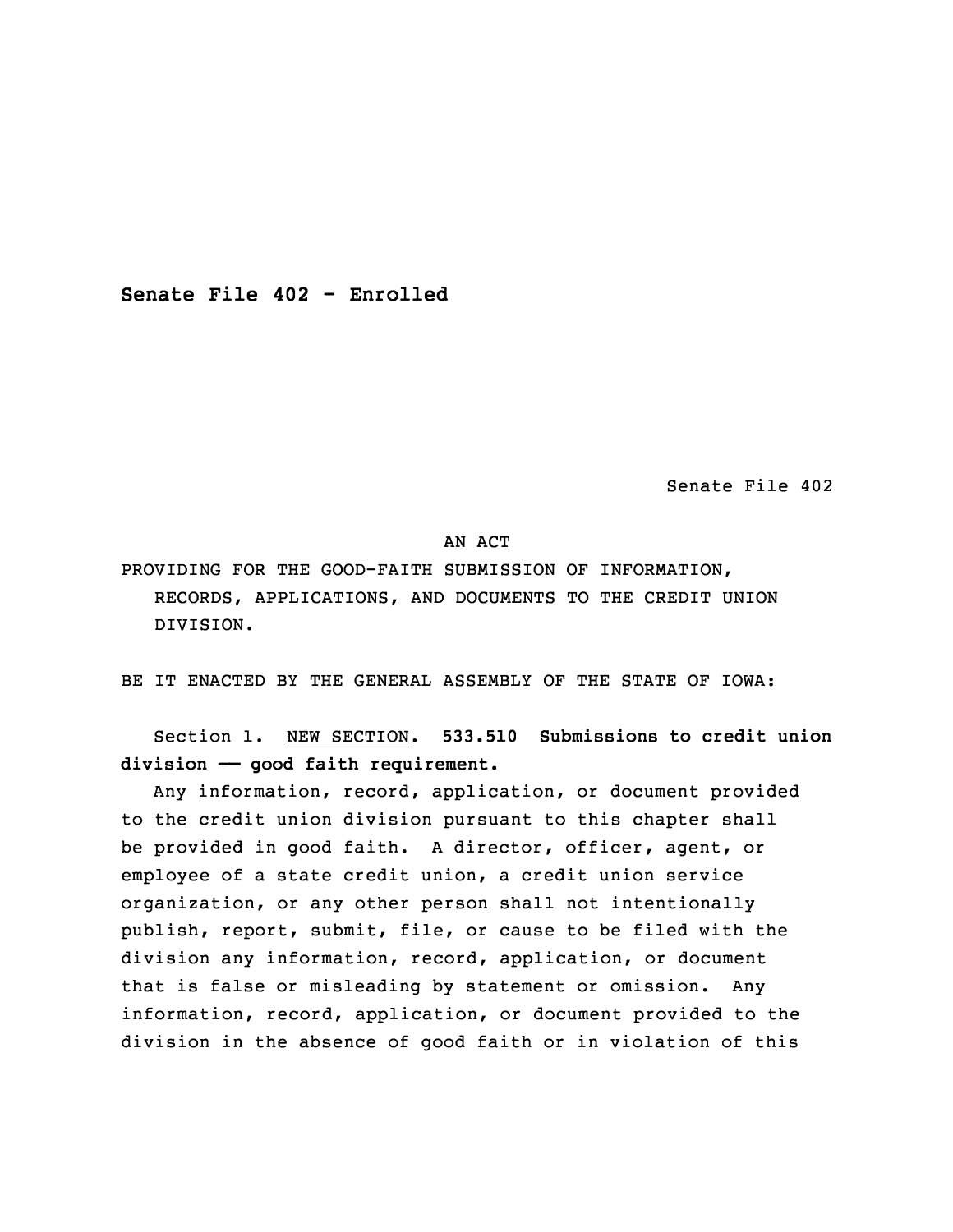**Senate File 402 - Enrolled**

Senate File 402

AN ACT

PROVIDING FOR THE GOOD-FAITH SUBMISSION OF INFORMATION, RECORDS, APPLICATIONS, AND DOCUMENTS TO THE CREDIT UNION DIVISION.

BE IT ENACTED BY THE GENERAL ASSEMBLY OF THE STATE OF IOWA:

Section 1. NEW SECTION. **533.510 Submissions to credit union division —— good faith requirement.**

Any information, record, application, or document provided to the credit union division pursuant to this chapter shall be provided in good faith. A director, officer, agent, or employee of a state credit union, a credit union service organization, or any other person shall not intentionally publish, report, submit, file, or cause to be filed with the division any information, record, application, or document that is false or misleading by statement or omission. Any information, record, application, or document provided to the division in the absence of good faith or in violation of this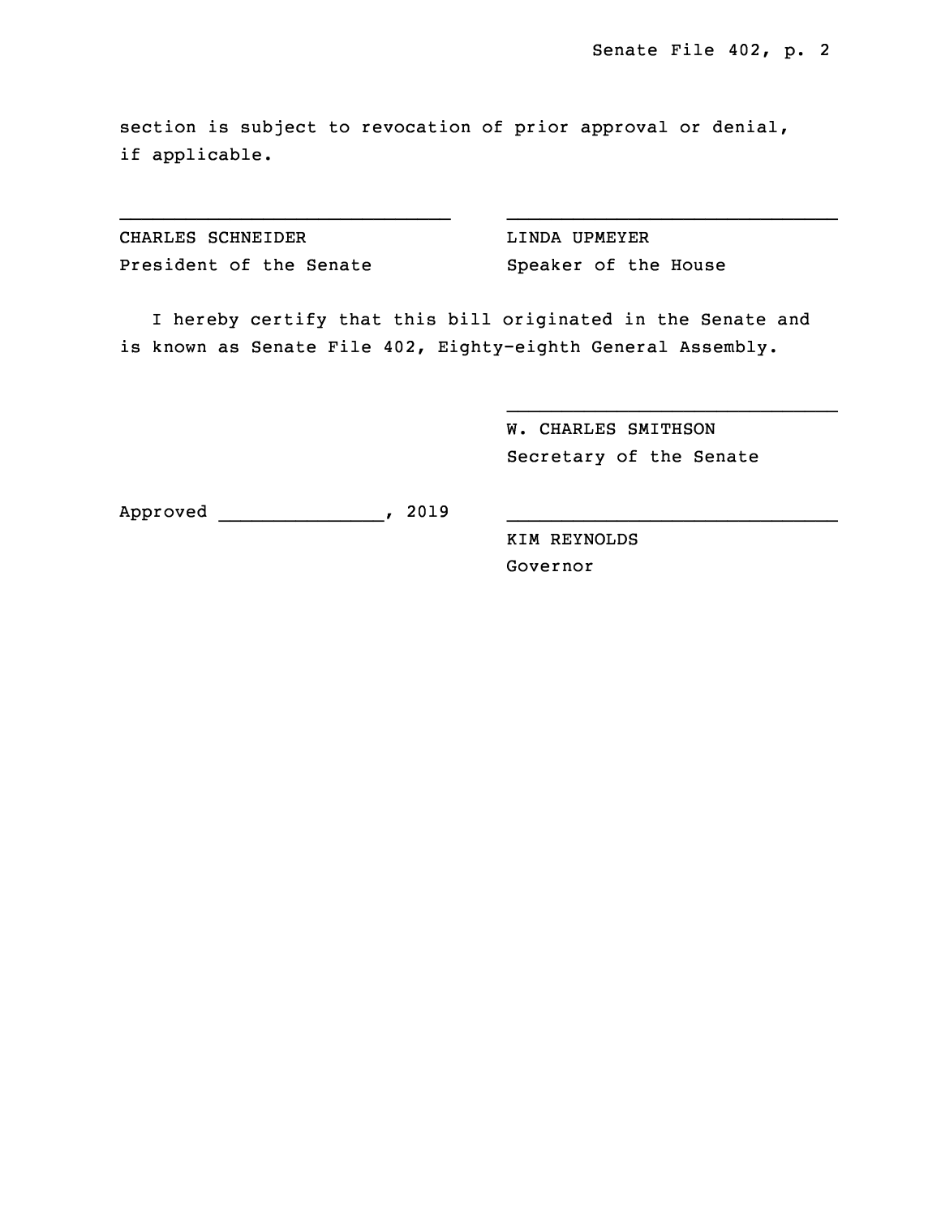section is subject to revocation of prior approval or denial, if applicable.

\_\_\_\_\_\_\_\_\_\_\_\_\_\_\_\_\_\_\_\_\_\_\_\_\_\_\_\_\_\_
CHARLES SCHNEIDER
President of the Senate

\_\_\_\_\_\_\_\_\_\_\_\_\_\_\_\_\_\_\_\_\_\_\_\_\_\_\_\_\_\_
LINDA UPMEYER
Speaker of the House

I hereby certify that this bill originated in the Senate and is known as Senate File 402, Eighty-eighth General Assembly.

\_\_\_\_\_\_\_\_\_\_\_\_\_\_\_\_\_\_\_\_\_\_\_\_\_\_\_\_\_\_
W. CHARLES SMITHSON
Secretary of the Senate

Approved \_\_\_\_\_\_\_\_\_\_\_\_\_\_, 2019

\_\_\_\_\_\_\_\_\_\_\_\_\_\_\_\_\_\_\_\_\_\_\_\_\_\_\_\_\_\_
KIM REYNOLDS
Governor